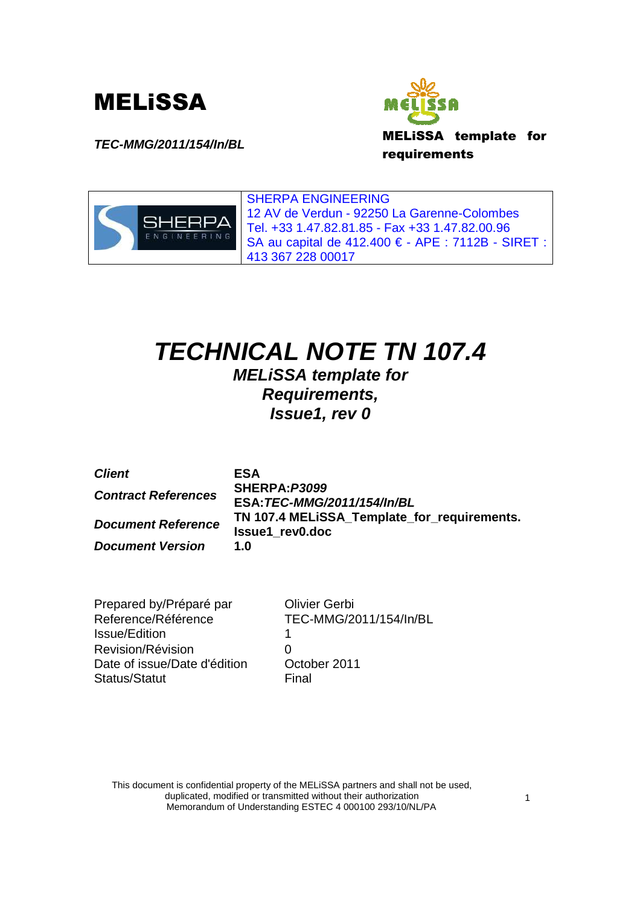# MELiSSA

***TEC-MMG/2011/154/In/BL***

**MELiSSA template for requirements**

| | SHERPA ENGINEERING<br>12 AV de Verdun - 92250 La Garenne-Colombes<br>Tel. +33 1.47.82.81.85 - Fax +33 1.47.82.00.96<br>SA au capital de 412.400 € - APE : 7112B - SIRET : 413 367 228 00017 |
| --- | --- |

# *TECHNICAL NOTE TN 107.4*

## *MELiSSA template for Requirements, Issue1, rev 0*

| | |
| --- | --- |
| ***Client*** | **ESA** |
| ***Contract References*** | **SHERPA:*P3099*<br>ESA:*TEC-MMG/2011/154/In/BL*** |
| ***Document Reference*** | **TN 107.4 MELiSSA_Template_for_requirements. Issue1_rev0.doc** |
| ***Document Version*** | **1.0** |

| | |
| --- | --- |
| Prepared by/Préparé par | Olivier Gerbi |
| Reference/Référence | TEC-MMG/2011/154/In/BL |
| Issue/Edition | 1 |
| Revision/Révision | 0 |
| Date of issue/Date d'édition | October 2011 |
| Status/Statut | Final |

This document is confidential property of the MELiSSA partners and shall not be used, duplicated, modified or transmitted without their authorization
Memorandum of Understanding ESTEC 4 000100 293/10/NL/PA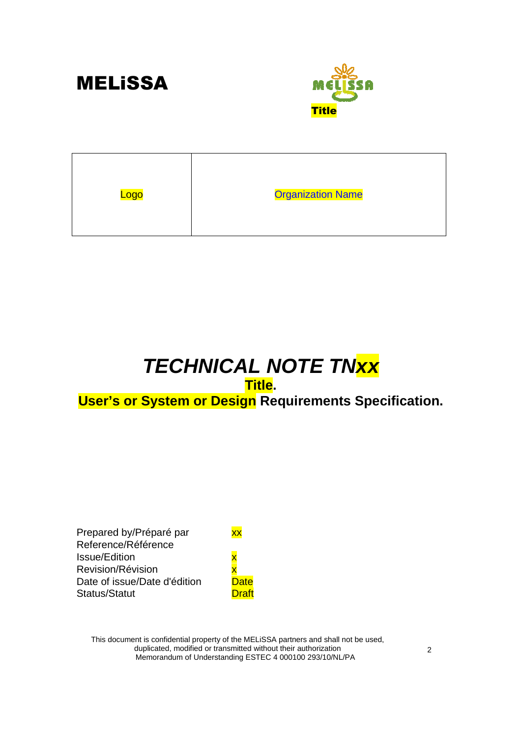# MELiSSA

**Title**

| Logo | Organization Name |
|---|---|

# *TECHNICAL NOTE TNxx*

**Title.**

**User's or System or Design Requirements Specification.**

| | |
|---|---|
| Prepared by/Préparé par | xx |
| Reference/Référence | |
| Issue/Edition | x |
| Revision/Révision | x |
| Date of issue/Date d'édition | Date |
| Status/Statut | Draft |

This document is confidential property of the MELiSSA partners and shall not be used, duplicated, modified or transmitted without their authorization
Memorandum of Understanding ESTEC 4 000100 293/10/NL/PA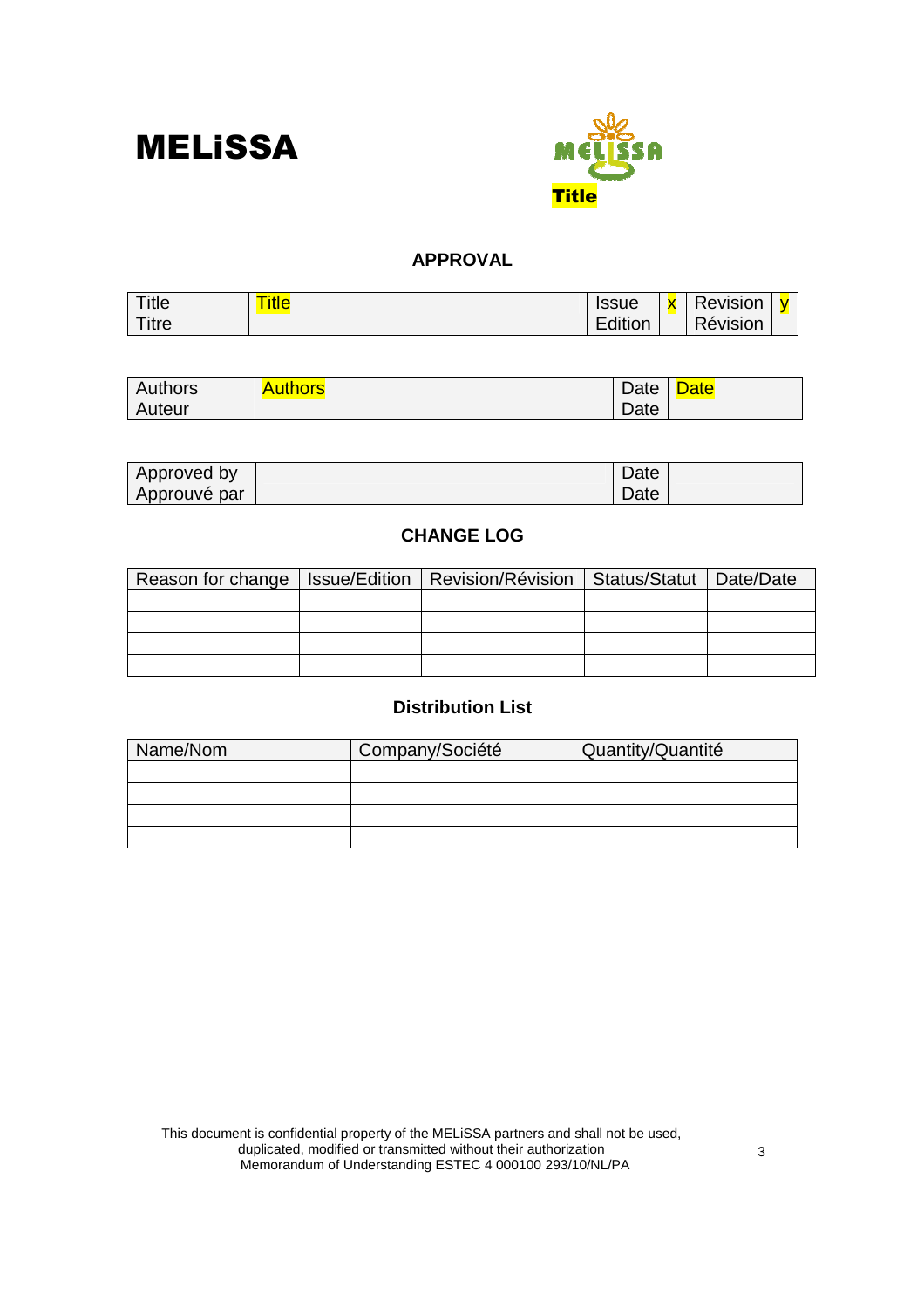**MELiSSA**

**Title**

## APPROVAL

| Title<br>Titre | Title | Issue<br>Edition | x | Revision<br>Révision | y |
|---|---|---|---|---|---|

| Authors<br>Auteur | Authors | Date<br>Date | Date |
|---|---|---|---|

| Approved by<br>Approuvé par | | Date<br>Date | |
|---|---|---|---|

## CHANGE LOG

| Reason for change | Issue/Edition | Revision/Révision | Status/Statut | Date/Date |
|---|---|---|---|---|
| | | | | |
| | | | | |
| | | | | |
| | | | | |

## Distribution List

| Name/Nom | Company/Société | Quantity/Quantité |
|---|---|---|
| | | |
| | | |
| | | |
| | | |

This document is confidential property of the MELiSSA partners and shall not be used, duplicated, modified or transmitted without their authorization
Memorandum of Understanding ESTEC 4 000100 293/10/NL/PA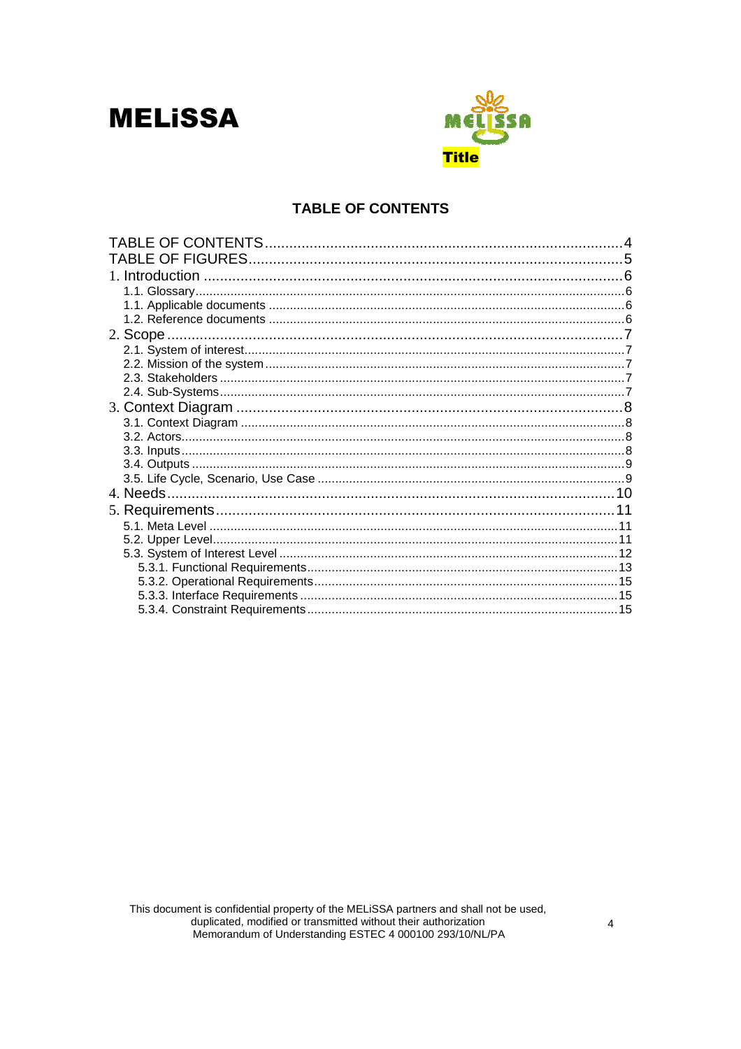MELiSSA

Title

## TABLE OF CONTENTS

TABLE OF CONTENTS ....................................................................................... 4
TABLE OF FIGURES ......................................................................................... 5
1. Introduction ....................................................................................................... 6
   1.1. Glossary .......................................................................................................... 6
   1.1. Applicable documents ..................................................................................... 6
   1.2. Reference documents ..................................................................................... 6
2. Scope .................................................................................................................. 7
   2.1. System of interest ............................................................................................ 7
   2.2. Mission of the system ...................................................................................... 7
   2.3. Stakeholders .................................................................................................... 7
   2.4. Sub-Systems .................................................................................................... 7
3. Context Diagram ................................................................................................ 8
   3.1. Context Diagram .............................................................................................. 8
   3.2. Actors ............................................................................................................... 8
   3.3. Inputs ............................................................................................................... 8
   3.4. Outputs ............................................................................................................ 9
   3.5. Life Cycle, Scenario, Use Case ....................................................................... 9
4. Needs ................................................................................................................. 10
5. Requirements .................................................................................................... 11
   5.1. Meta Level ...................................................................................................... 11
   5.2. Upper Level .................................................................................................... 11
   5.3. System of Interest Level ................................................................................. 12
      5.3.1. Functional Requirements ........................................................................... 13
      5.3.2. Operational Requirements ......................................................................... 15
      5.3.3. Interface Requirements .............................................................................. 15
      5.3.4. Constraint Requirements ........................................................................... 15

This document is confidential property of the MELiSSA partners and shall not be used, duplicated, modified or transmitted without their authorization
Memorandum of Understanding ESTEC 4 000100 293/10/NL/PA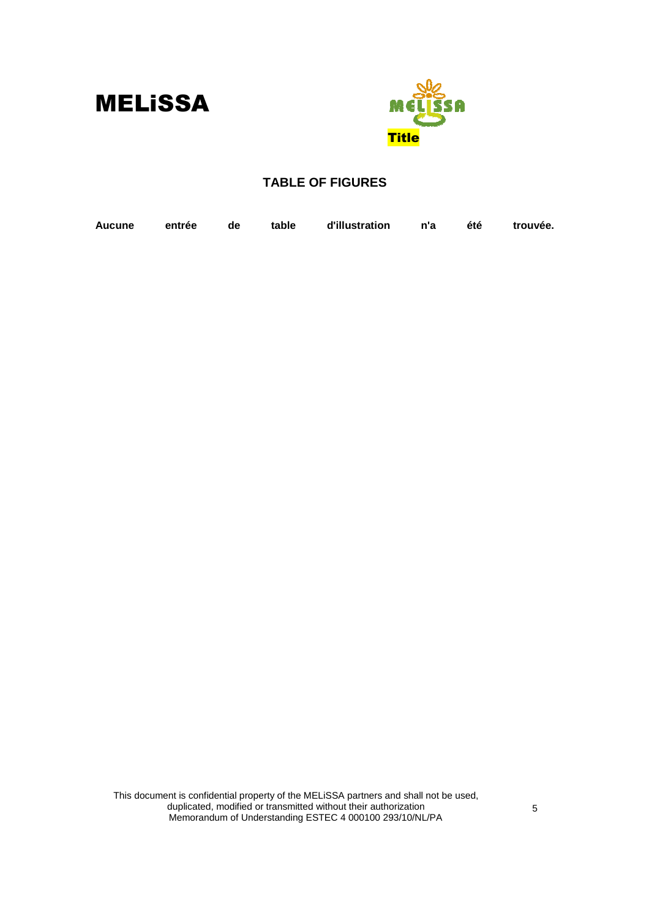## TABLE OF FIGURES

**Aucune entrée de table d'illustration n'a été trouvée.**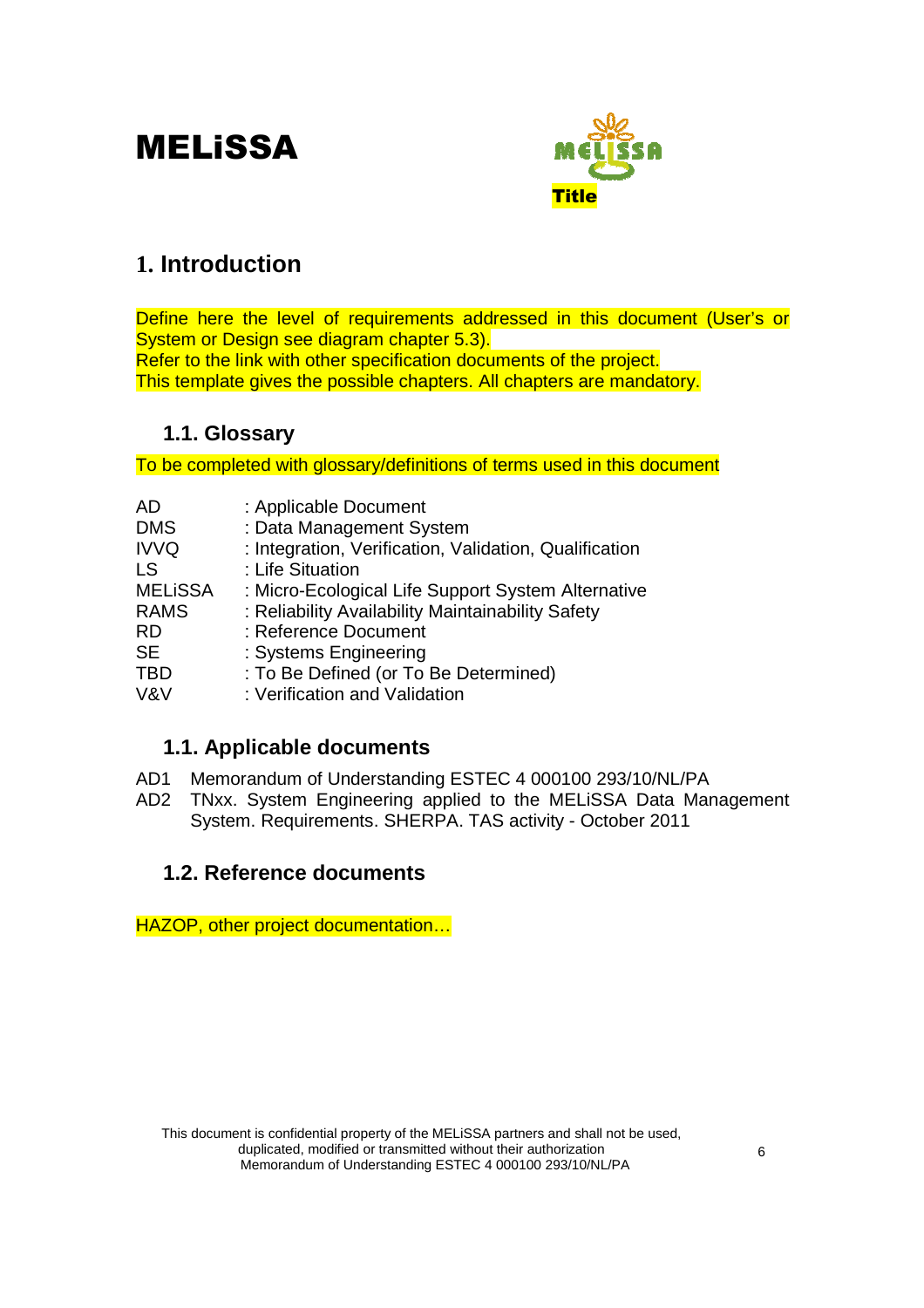# MELiSSA

**Title**

# 1. Introduction

Define here the level of requirements addressed in this document (User's or System or Design see diagram chapter 5.3).
Refer to the link with other specification documents of the project.
This template gives the possible chapters. All chapters are mandatory.

## 1.1. Glossary

To be completed with glossary/definitions of terms used in this document

| | |
|---|---|
| AD | : Applicable Document |
| DMS | : Data Management System |
| IVVQ | : Integration, Verification, Validation, Qualification |
| LS | : Life Situation |
| MELiSSA | : Micro-Ecological Life Support System Alternative |
| RAMS | : Reliability Availability Maintainability Safety |
| RD | : Reference Document |
| SE | : Systems Engineering |
| TBD | : To Be Defined (or To Be Determined) |
| V&V | : Verification and Validation |

## 1.1. Applicable documents

AD1 Memorandum of Understanding ESTEC 4 000100 293/10/NL/PA
AD2 TNxx. System Engineering applied to the MELiSSA Data Management System. Requirements. SHERPA. TAS activity - October 2011

## 1.2. Reference documents

HAZOP, other project documentation…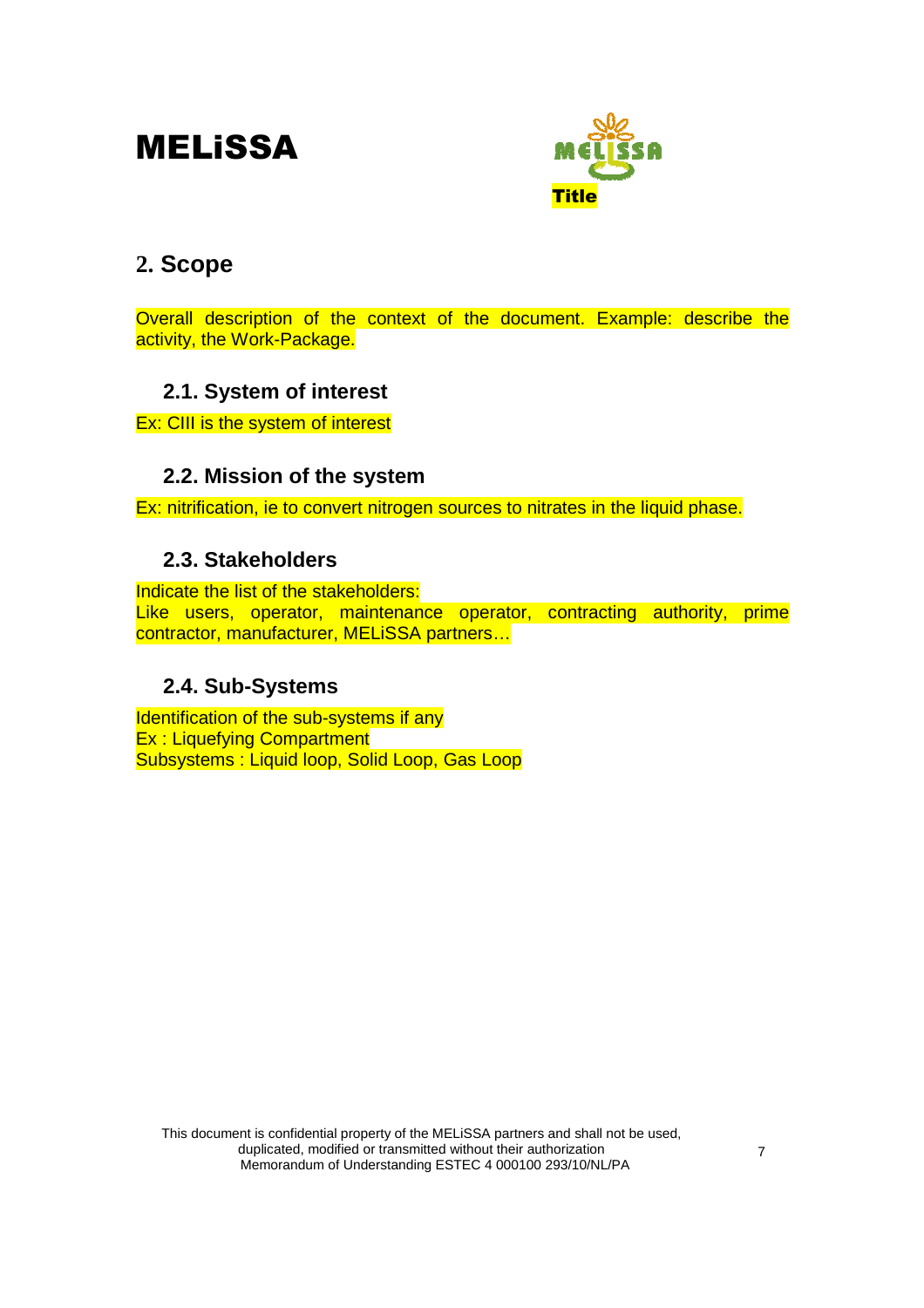## 2. Scope

Overall description of the context of the document. Example: describe the activity, the Work-Package.

### 2.1. System of interest

Ex: CIII is the system of interest

### 2.2. Mission of the system

Ex: nitrification, ie to convert nitrogen sources to nitrates in the liquid phase.

### 2.3. Stakeholders

Indicate the list of the stakeholders:
Like users, operator, maintenance operator, contracting authority, prime contractor, manufacturer, MELiSSA partners…

### 2.4. Sub-Systems

Identification of the sub-systems if any
Ex : Liquefying Compartment
Subsystems : Liquid loop, Solid Loop, Gas Loop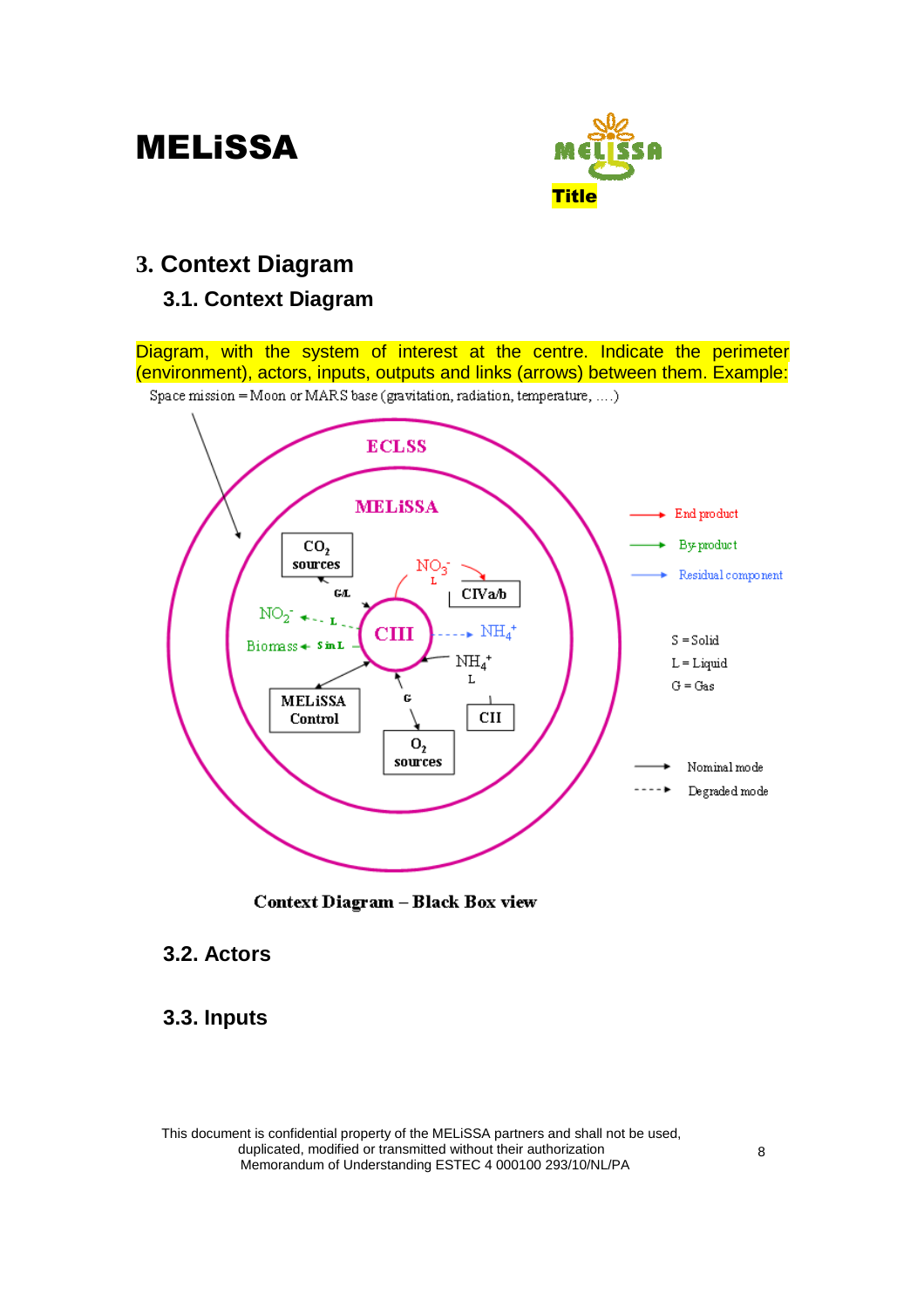# MELiSSA

Title

## 3. Context Diagram

### 3.1. Context Diagram

Diagram, with the system of interest at the centre. Indicate the perimeter (environment), actors, inputs, outputs and links (arrows) between them. Example:

Space mission = Moon or MARS base (gravitation, radiation, temperature, ….)

ECLSS

MELiSSA

$CO_2$ sources

G/L

$NO_3^-$ L

CIVa/b

$NO_2^-$ L

CIII

$NH_4^+$

Biomass S in L

$NH_4^+$ L

MELiSSA Control

G

CII

$O_2$ sources

End product

By-product

Residual component

S = Solid

L = Liquid

G = Gas

Nominal mode

Degraded mode

**Context Diagram – Black Box view**

### 3.2. Actors

### 3.3. Inputs

This document is confidential property of the MELiSSA partners and shall not be used, duplicated, modified or transmitted without their authorization
Memorandum of Understanding ESTEC 4 000100 293/10/NL/PA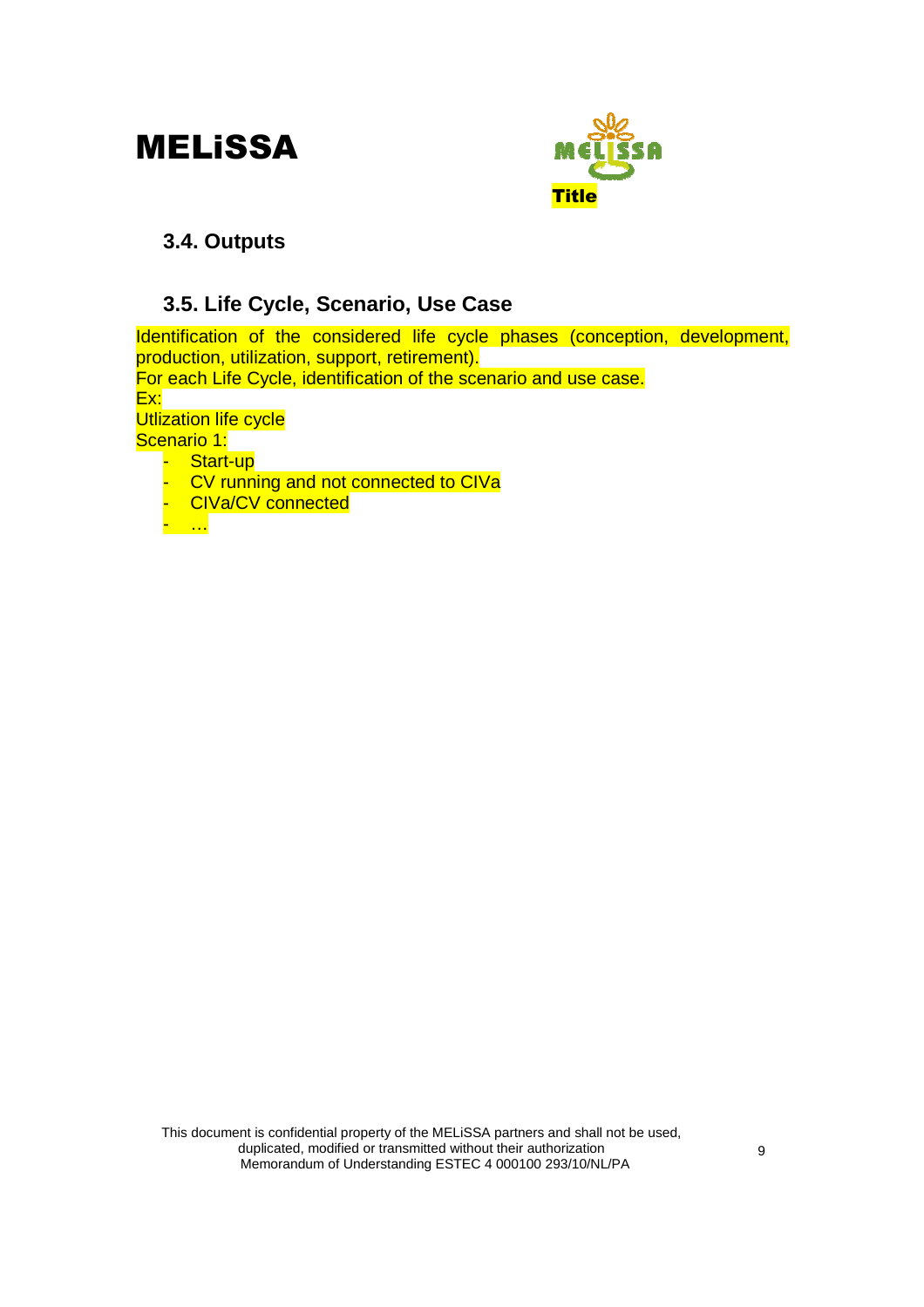### 3.4. Outputs

### 3.5. Life Cycle, Scenario, Use Case

Identification of the considered life cycle phases (conception, development, production, utilization, support, retirement).
For each Life Cycle, identification of the scenario and use case.
Ex:
Utlization life cycle
Scenario 1:

- Start-up
- CV running and not connected to CIVa
- CIVa/CV connected
- …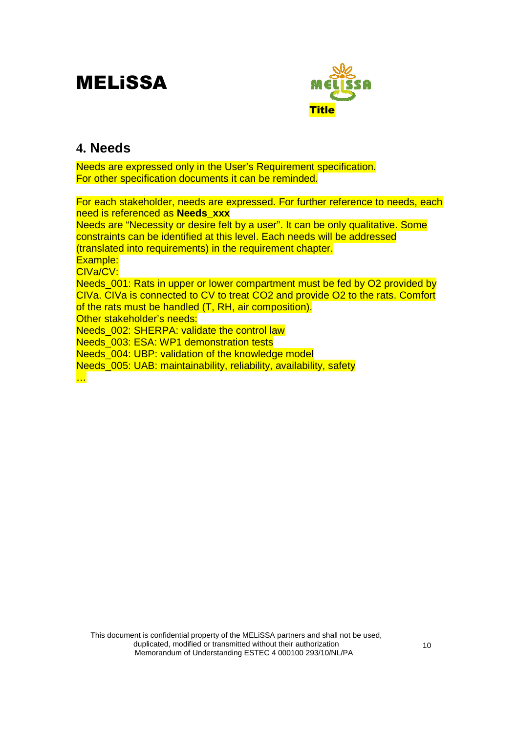## 4. Needs

Needs are expressed only in the User's Requirement specification.
For other specification documents it can be reminded.

For each stakeholder, needs are expressed. For further reference to needs, each need is referenced as **Needs_xxx**
Needs are "Necessity or desire felt by a user". It can be only qualitative. Some constraints can be identified at this level. Each needs will be addressed (translated into requirements) in the requirement chapter.
Example:
CIVa/CV:
Needs_001: Rats in upper or lower compartment must be fed by $O_2$ provided by CIVa. CIVa is connected to CV to treat $CO_2$ and provide $O_2$ to the rats. Comfort of the rats must be handled (T, RH, air composition).
Other stakeholder's needs:
Needs_002: SHERPA: validate the control law
Needs_003: ESA: WP1 demonstration tests
Needs_004: UBP: validation of the knowledge model
Needs_005: UAB: maintainability, reliability, availability, safety
…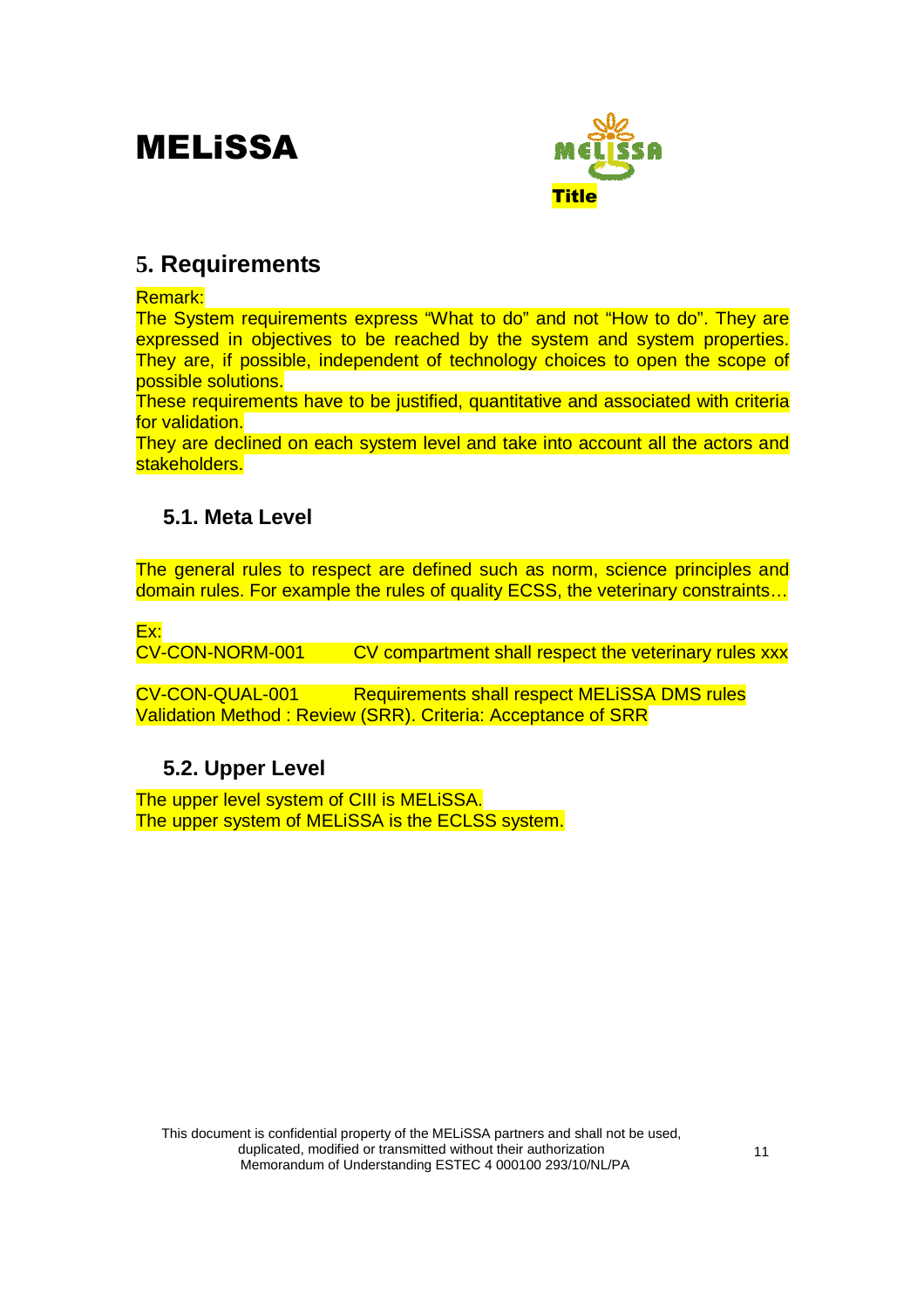## 5. Requirements

Remark:
The System requirements express "What to do" and not "How to do". They are expressed in objectives to be reached by the system and system properties. They are, if possible, independent of technology choices to open the scope of possible solutions.
These requirements have to be justified, quantitative and associated with criteria for validation.
They are declined on each system level and take into account all the actors and stakeholders.

### 5.1. Meta Level

The general rules to respect are defined such as norm, science principles and domain rules. For example the rules of quality ECSS, the veterinary constraints…

Ex:
CV-CON-NORM-001 CV compartment shall respect the veterinary rules xxx

CV-CON-QUAL-001 Requirements shall respect MELiSSA DMS rules
Validation Method : Review (SRR). Criteria: Acceptance of SRR

### 5.2. Upper Level

The upper level system of CIII is MELiSSA.
The upper system of MELiSSA is the ECLSS system.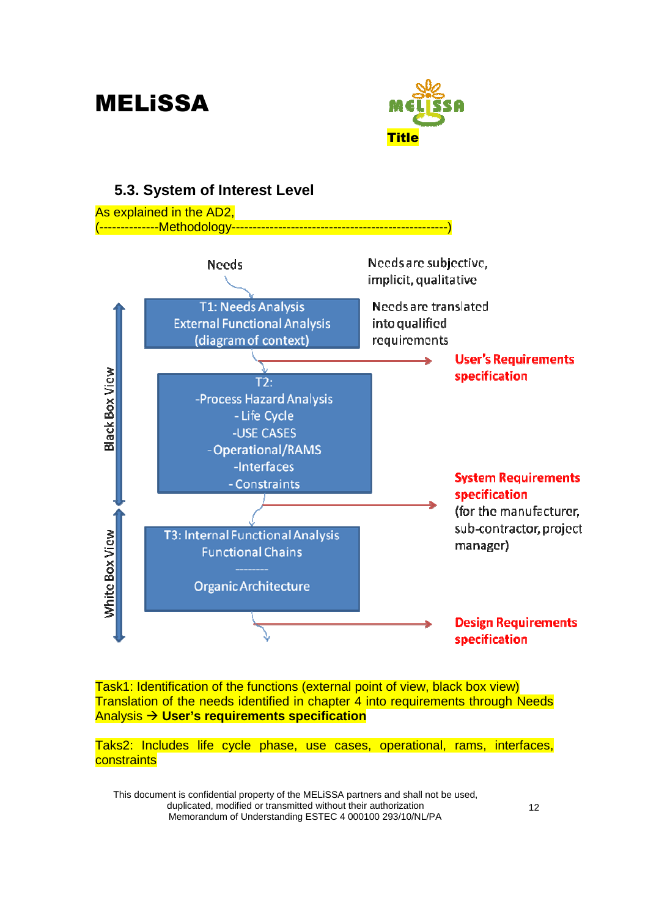# MELiSSA

Title

### 5.3. System of Interest Level

As explained in the AD2,
(-------------Methodology--------------------------------------------------)

Needs

Needs are subjective, implicit, qualitative

T1: Needs Analysis
External Functional Analysis
(diagram of context)

Needs are translated into qualified requirements

User's Requirements specification

T2:
-Process Hazard Analysis
- Life Cycle
-USE CASES
- Operational/RAMS
-Interfaces
- Constraints

System Requirements specification
(for the manufacturer, sub-contractor, project manager)

T3: Internal Functional Analysis
Functional Chains
--------
Organic Architecture

Design Requirements specification

Black Box View

White Box View

Task1: Identification of the functions (external point of view, black box view)
Translation of the needs identified in chapter 4 into requirements through Needs Analysis → **User's requirements specification**

Taks2: Includes life cycle phase, use cases, operational, rams, interfaces, constraints

This document is confidential property of the MELiSSA partners and shall not be used, duplicated, modified or transmitted without their authorization
Memorandum of Understanding ESTEC 4 000100 293/10/NL/PA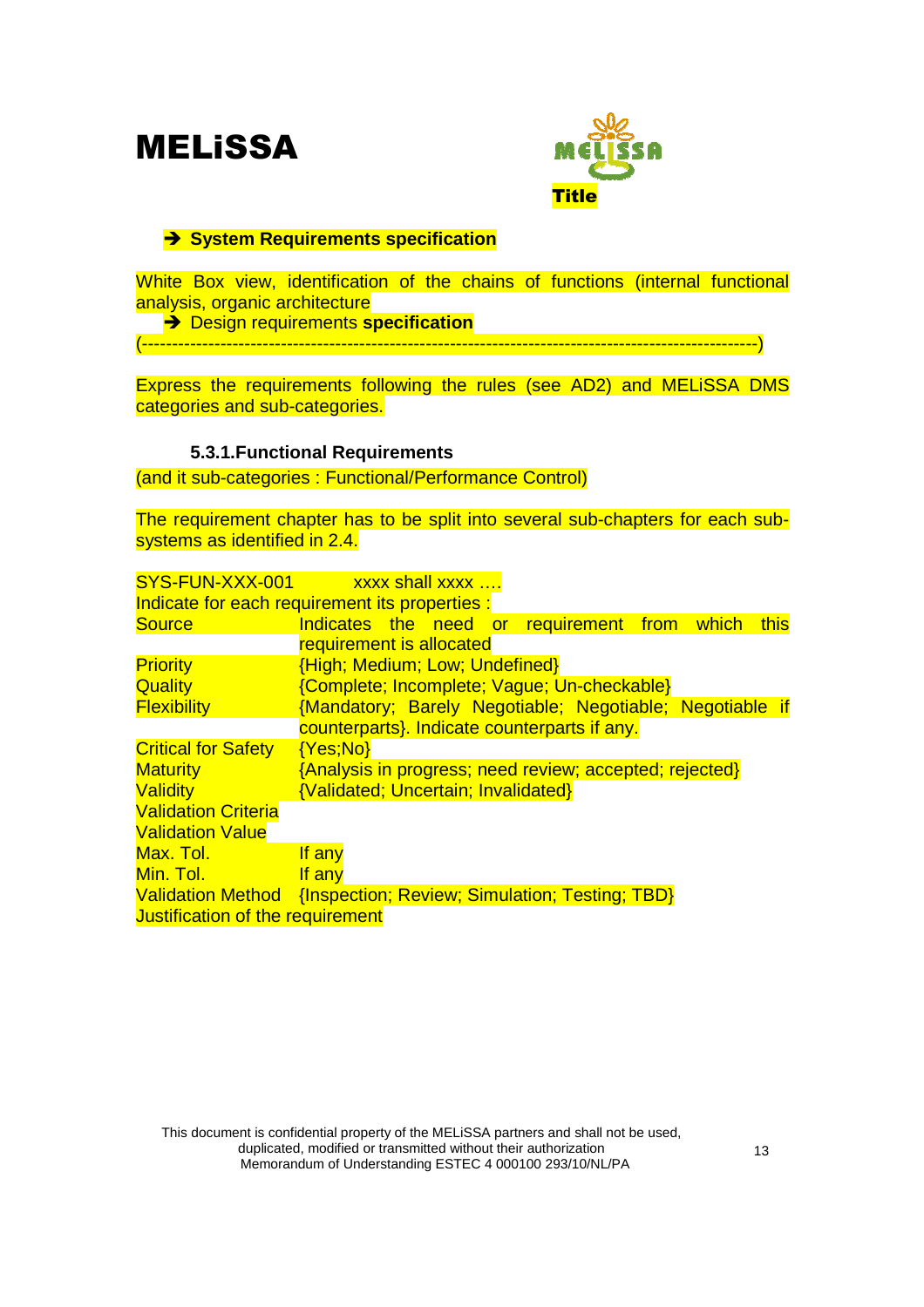# MELiSSA

**Title**

➔ **System Requirements specification**

White Box view, identification of the chains of functions (internal functional analysis, organic architecture

➔ Design requirements **specification**

(---------------------------------------------------------------------------------------------------)

Express the requirements following the rules (see AD2) and MELiSSA DMS categories and sub-categories.

### 5.3.1. Functional Requirements

(and it sub-categories : Functional/Performance Control)

The requirement chapter has to be split into several sub-chapters for each sub-systems as identified in 2.4.

SYS-FUN-XXX-001 xxxx shall xxxx ….

Indicate for each requirement its properties :

| | |
|---|---|
| Source | Indicates the need or requirement from which this requirement is allocated |
| Priority | {High; Medium; Low; Undefined} |
| Quality | {Complete; Incomplete; Vague; Un-checkable} |
| Flexibility | {Mandatory; Barely Negotiable; Negotiable; Negotiable if counterparts}. Indicate counterparts if any. |
| Critical for Safety | {Yes;No} |
| Maturity | {Analysis in progress; need review; accepted; rejected} |
| Validity | {Validated; Uncertain; Invalidated} |
| Validation Criteria | |
| Validation Value | |
| Max. Tol. | If any |
| Min. Tol. | If any |
| Validation Method | {Inspection; Review; Simulation; Testing; TBD} |

Justification of the requirement

This document is confidential property of the MELiSSA partners and shall not be used, duplicated, modified or transmitted without their authorization
Memorandum of Understanding ESTEC 4 000100 293/10/NL/PA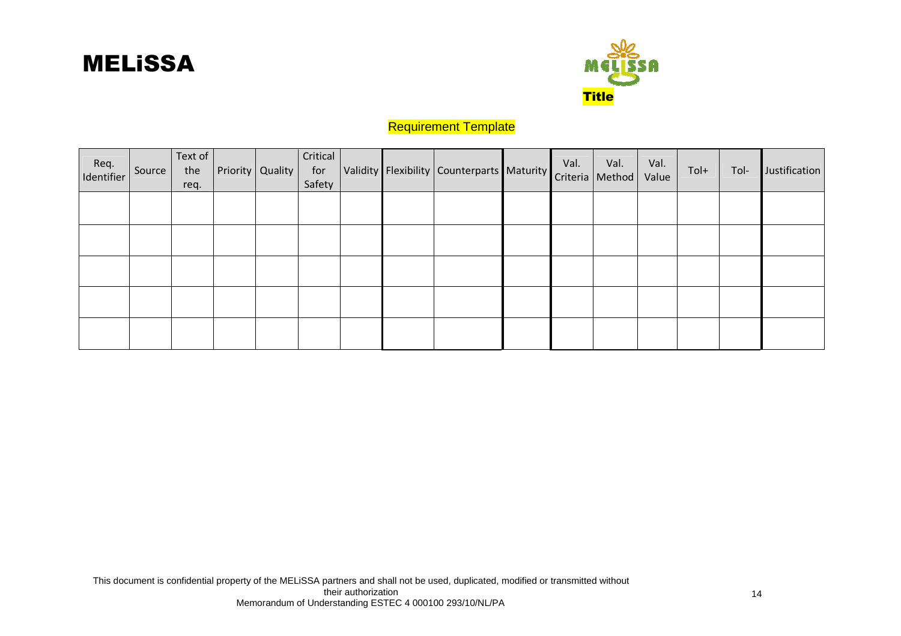**Title**

**Requirement Template**

| Req. Identifier | Source | Text of the req. | Priority | Quality | Critical for Safety | Validity | Flexibility | Counterparts | Maturity | Val. Criteria | Val. Method | Val. Value | Tol+ | Tol- | Justification |
|---|---|---|---|---|---|---|---|---|---|---|---|---|---|---|---|
| | | | | | | | | | | | | | | | |
| | | | | | | | | | | | | | | | |
| | | | | | | | | | | | | | | | |
| | | | | | | | | | | | | | | | |
| | | | | | | | | | | | | | | | |

This document is confidential property of the MELiSSA partners and shall not be used, duplicated, modified or transmitted without their authorization
Memorandum of Understanding ESTEC 4 000100 293/10/NL/PA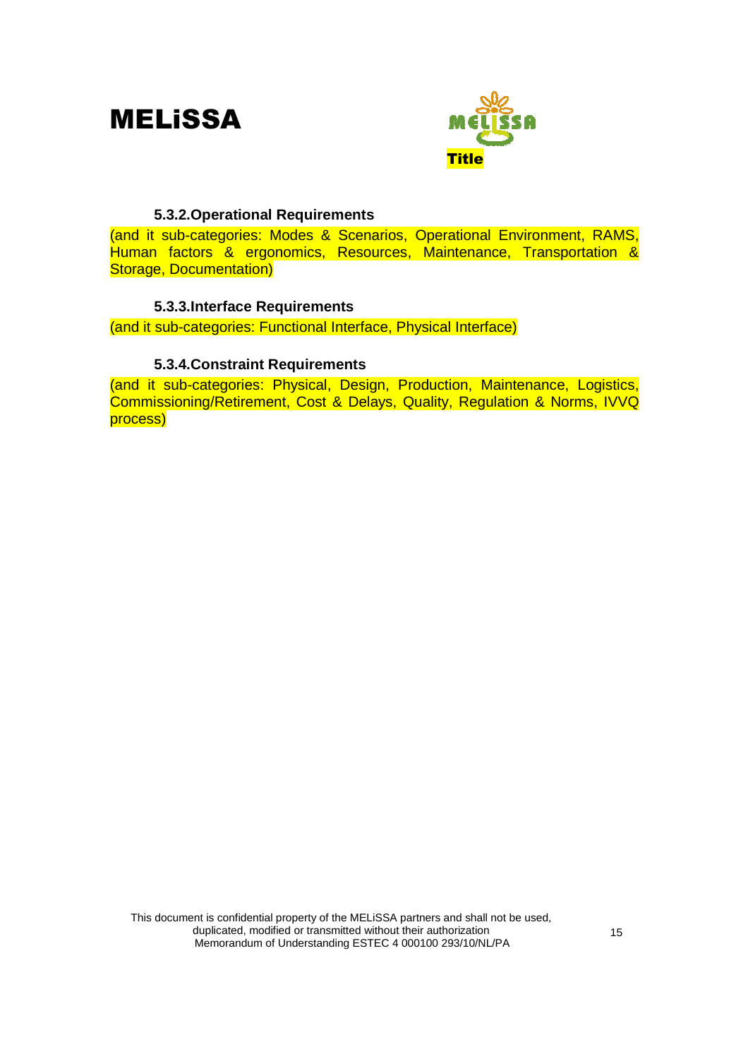### 5.3.2. Operational Requirements

(and it sub-categories: Modes & Scenarios, Operational Environment, RAMS, Human factors & ergonomics, Resources, Maintenance, Transportation & Storage, Documentation)

### 5.3.3. Interface Requirements

(and it sub-categories: Functional Interface, Physical Interface)

### 5.3.4. Constraint Requirements

(and it sub-categories: Physical, Design, Production, Maintenance, Logistics, Commissioning/Retirement, Cost & Delays, Quality, Regulation & Norms, IVVQ process)